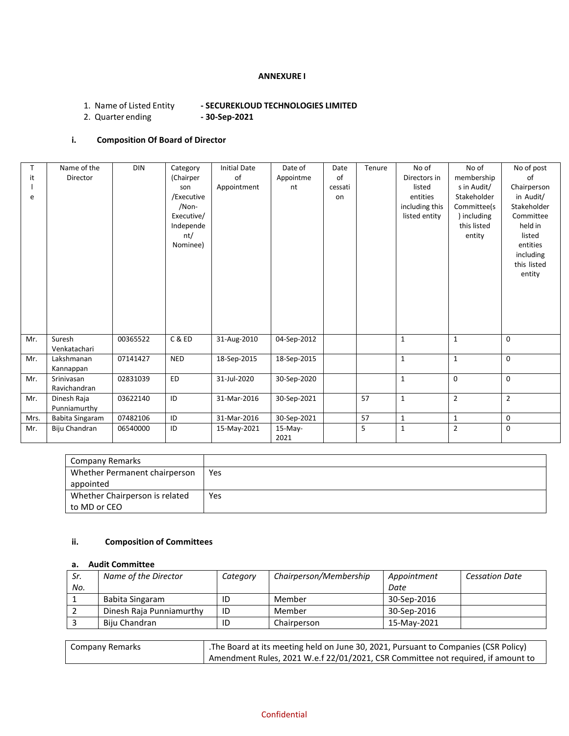**ANNEXURE I**

1. Name of Listed Entity **- SECUREKLOUD TECHNOLOGIES LIMITED**
2. Quarter ending **- 30-Sep-2021**

### i. Composition Of Board of Director

| Title | Name of the Director | DIN | Category (Chairperson /Executive /Non-Executive/ Independent/ Nominee) | Initial Date of Appointment | Date of Appointment | Date of cessation | Tenure | No of Directors in listed entities including this listed entity | No of memberships in Audit/ Stakeholder Committee(s) including this listed entity | No of post of Chairperson in Audit/ Stakeholder Committee held in listed entities including this listed entity |
|---|---|---|---|---|---|---|---|---|---|---|
| Mr. | Suresh Venkatachari | 00365522 | C & ED | 31-Aug-2010 | 04-Sep-2012 | | | 1 | 1 | 0 |
| Mr. | Lakshmanan Kannappan | 07141427 | NED | 18-Sep-2015 | 18-Sep-2015 | | | 1 | 1 | 0 |
| Mr. | Srinivasan Ravichandran | 02831039 | ED | 31-Jul-2020 | 30-Sep-2020 | | | 1 | 0 | 0 |
| Mr. | Dinesh Raja Punniamurthy | 03622140 | ID | 31-Mar-2016 | 30-Sep-2021 | | 57 | 1 | 2 | 2 |
| Mrs. | Babita Singaram | 07482106 | ID | 31-Mar-2016 | 30-Sep-2021 | | 57 | 1 | 1 | 0 |
| Mr. | Biju Chandran | 06540000 | ID | 15-May-2021 | 15-May-2021 | | 5 | 1 | 2 | 0 |

| Company Remarks | |
|---|---|
| Whether Permanent chairperson appointed | Yes |
| Whether Chairperson is related to MD or CEO | Yes |

### ii. Composition of Committees

#### a. Audit Committee

| *Sr. No.* | *Name of the Director* | *Category* | *Chairperson/Membership* | *Appointment Date* | *Cessation Date* |
|---|---|---|---|---|---|
| 1 | Babita Singaram | ID | Member | 30-Sep-2016 | |
| 2 | Dinesh Raja Punniamurthy | ID | Member | 30-Sep-2016 | |
| 3 | Biju Chandran | ID | Chairperson | 15-May-2021 | |

| Company Remarks | .The Board at its meeting held on June 30, 2021, Pursuant to Companies (CSR Policy) Amendment Rules, 2021 W.e.f 22/01/2021, CSR Committee not required, if amount to |
|---|---|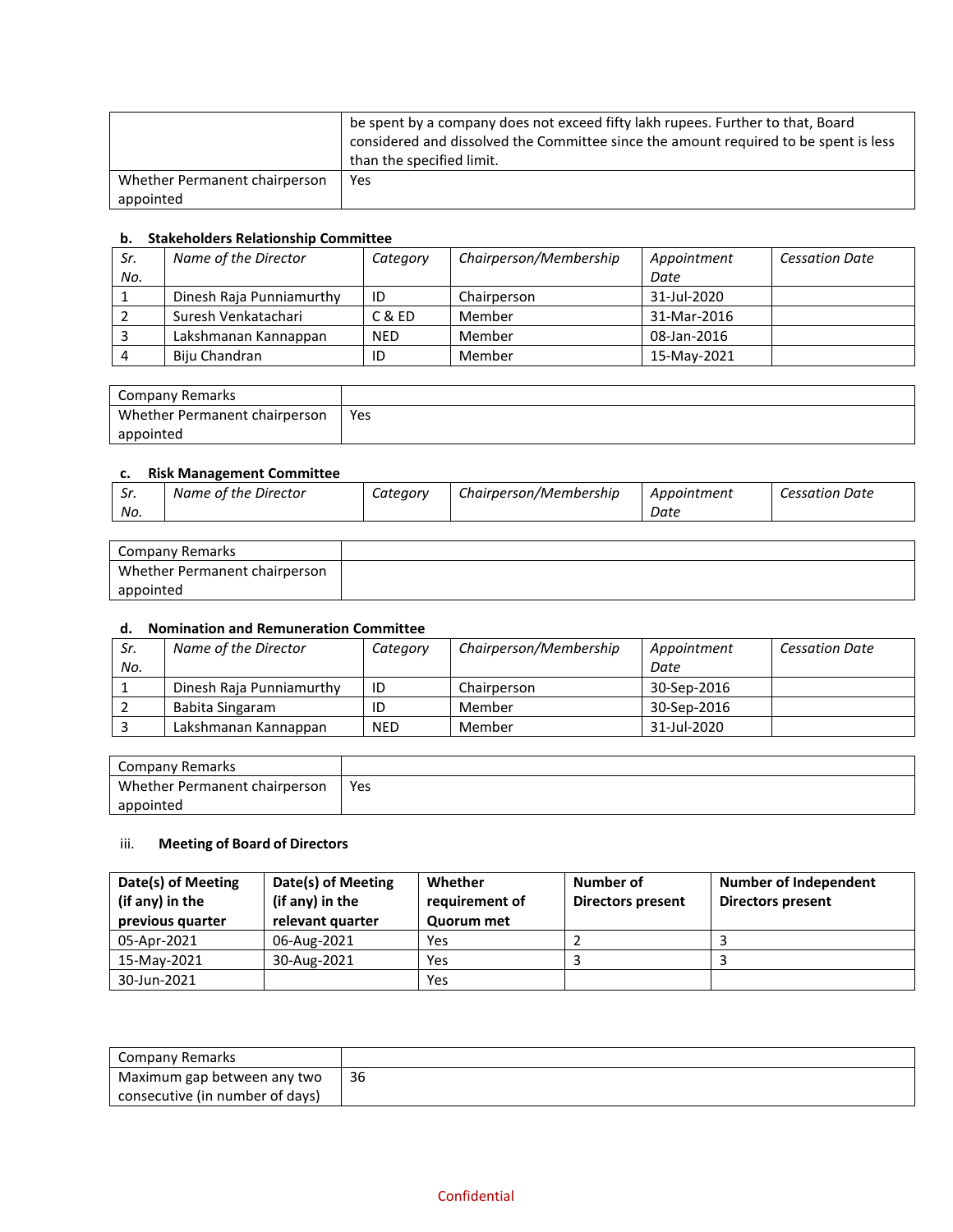| | |
|---|---|
| | be spent by a company does not exceed fifty lakh rupees. Further to that, Board considered and dissolved the Committee since the amount required to be spent is less than the specified limit. |
| Whether Permanent chairperson appointed | Yes |

**b. Stakeholders Relationship Committee**

| *Sr. No.* | *Name of the Director* | *Category* | *Chairperson/Membership* | *Appointment Date* | *Cessation Date* |
|---|---|---|---|---|---|
| 1 | Dinesh Raja Punniamurthy | ID | Chairperson | 31-Jul-2020 | |
| 2 | Suresh Venkatachari | C & ED | Member | 31-Mar-2016 | |
| 3 | Lakshmanan Kannappan | NED | Member | 08-Jan-2016 | |
| 4 | Biju Chandran | ID | Member | 15-May-2021 | |

| Company Remarks | |
|---|---|
| Whether Permanent chairperson appointed | Yes |

**c. Risk Management Committee**

| *Sr. No.* | *Name of the Director* | *Category* | *Chairperson/Membership* | *Appointment Date* | *Cessation Date* |
|---|---|---|---|---|---|

| Company Remarks | |
|---|---|
| Whether Permanent chairperson appointed | |

**d. Nomination and Remuneration Committee**

| *Sr. No.* | *Name of the Director* | *Category* | *Chairperson/Membership* | *Appointment Date* | *Cessation Date* |
|---|---|---|---|---|---|
| 1 | Dinesh Raja Punniamurthy | ID | Chairperson | 30-Sep-2016 | |
| 2 | Babita Singaram | ID | Member | 30-Sep-2016 | |
| 3 | Lakshmanan Kannappan | NED | Member | 31-Jul-2020 | |

| Company Remarks | |
|---|---|
| Whether Permanent chairperson appointed | Yes |

iii. **Meeting of Board of Directors**

| **Date(s) of Meeting (if any) in the previous quarter** | **Date(s) of Meeting (if any) in the relevant quarter** | **Whether requirement of Quorum met** | **Number of Directors present** | **Number of Independent Directors present** |
|---|---|---|---|---|
| 05-Apr-2021 | 06-Aug-2021 | Yes | 2 | 3 |
| 15-May-2021 | 30-Aug-2021 | Yes | 3 | 3 |
| 30-Jun-2021 | | Yes | | |

| Company Remarks | |
|---|---|
| Maximum gap between any two consecutive (in number of days) | 36 |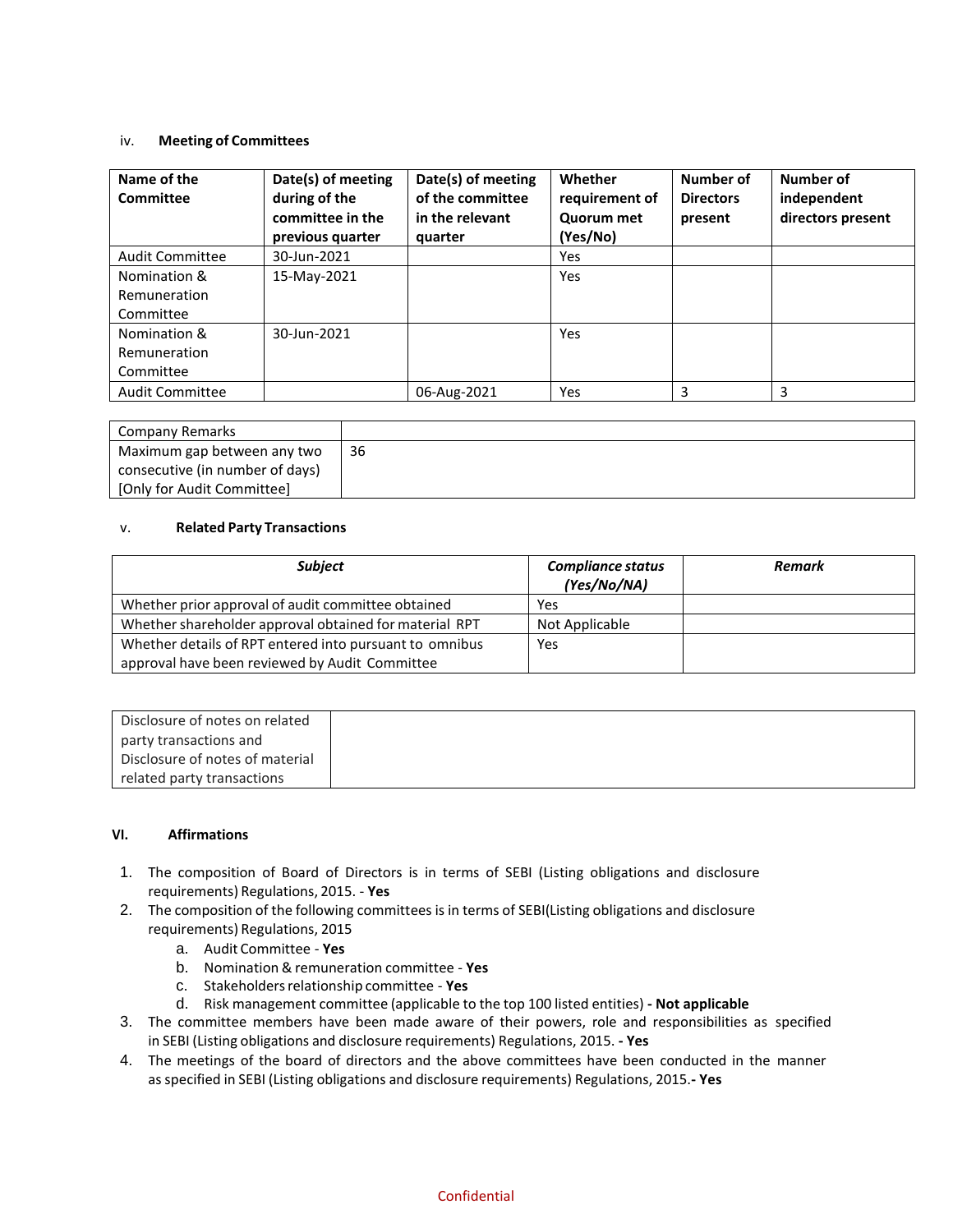iv. **Meeting of Committees**

| Name of the Committee | Date(s) of meeting during of the committee in the previous quarter | Date(s) of meeting of the committee in the relevant quarter | Whether requirement of Quorum met (Yes/No) | Number of Directors present | Number of independent directors present |
|---|---|---|---|---|---|
| Audit Committee | 30-Jun-2021 | | Yes | | |
| Nomination & Remuneration Committee | 15-May-2021 | | Yes | | |
| Nomination & Remuneration Committee | 30-Jun-2021 | | Yes | | |
| Audit Committee | | 06-Aug-2021 | Yes | 3 | 3 |

| Company Remarks | |
|---|---|
| Maximum gap between any two consecutive (in number of days) [Only for Audit Committee] | 36 |

v. **Related Party Transactions**

| *Subject* | *Compliance status (Yes/No/NA)* | *Remark* |
|---|---|---|
| Whether prior approval of audit committee obtained | Yes | |
| Whether shareholder approval obtained for material RPT | Not Applicable | |
| Whether details of RPT entered into pursuant to omnibus approval have been reviewed by Audit Committee | Yes | |

| Disclosure of notes on related party transactions and Disclosure of notes of material related party transactions | |
|---|---|

**VI. Affirmations**

1. The composition of Board of Directors is in terms of SEBI (Listing obligations and disclosure requirements) Regulations, 2015. - **Yes**
2. The composition of the following committees is in terms of SEBI(Listing obligations and disclosure requirements) Regulations, 2015
   a. Audit Committee - **Yes**
   b. Nomination & remuneration committee - **Yes**
   c. Stakeholders relationship committee - **Yes**
   d. Risk management committee (applicable to the top 100 listed entities) **- Not applicable**
3. The committee members have been made aware of their powers, role and responsibilities as specified in SEBI (Listing obligations and disclosure requirements) Regulations, 2015. **- Yes**
4. The meetings of the board of directors and the above committees have been conducted in the manner as specified in SEBI (Listing obligations and disclosure requirements) Regulations, 2015.**- Yes**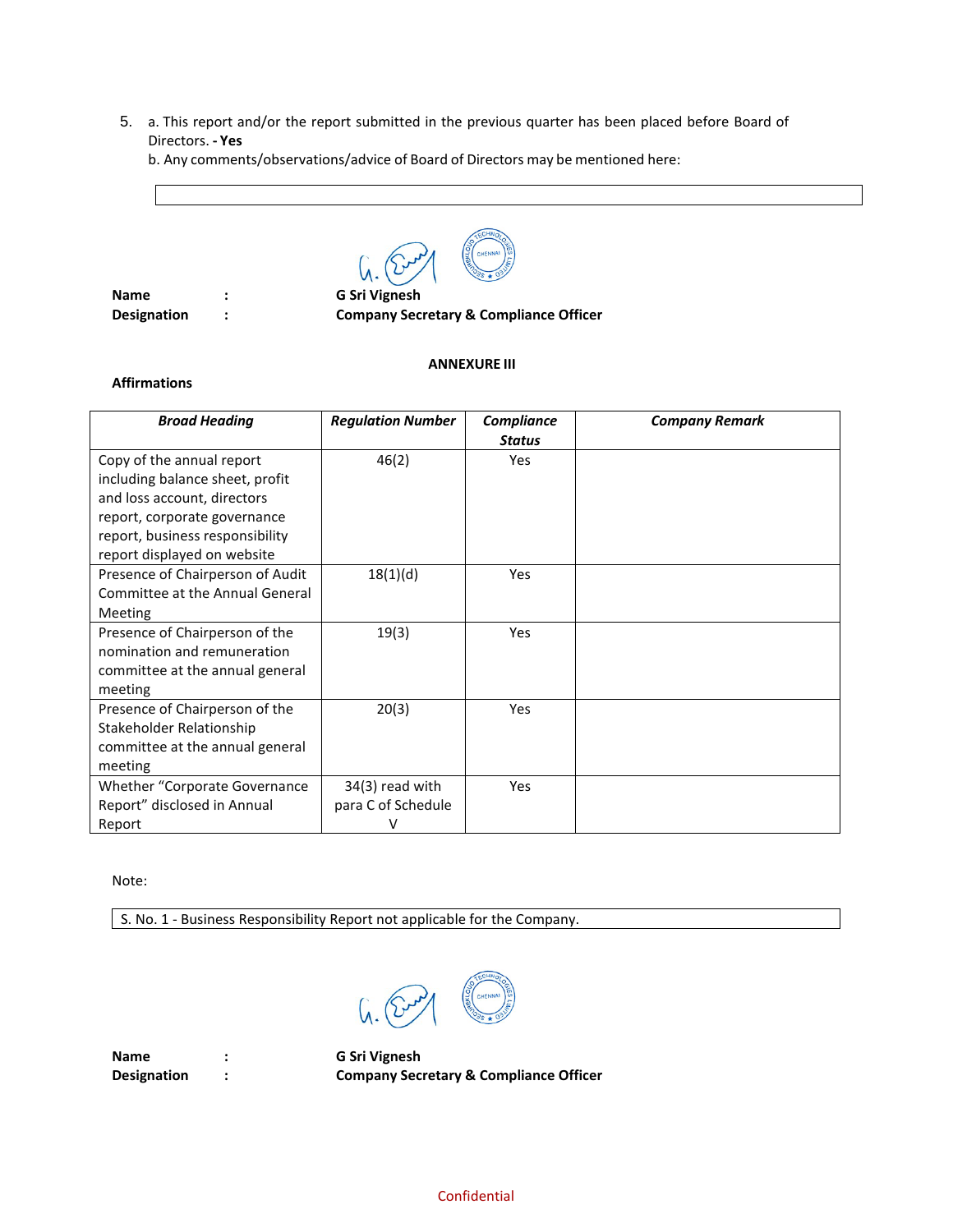5. a. This report and/or the report submitted in the previous quarter has been placed before Board of Directors. **- Yes**

   b. Any comments/observations/advice of Board of Directors may be mentioned here:

| |
|---|
| |

**Name** : **G Sri Vignesh**

**Designation** : **Company Secretary & Compliance Officer**

**ANNEXURE III**

**Affirmations**

| ***Broad Heading*** | ***Regulation Number*** | ***Compliance Status*** | ***Company Remark*** |
|---|---|---|---|
| Copy of the annual report including balance sheet, profit and loss account, directors report, corporate governance report, business responsibility report displayed on website | 46(2) | Yes | |
| Presence of Chairperson of Audit Committee at the Annual General Meeting | 18(1)(d) | Yes | |
| Presence of Chairperson of the nomination and remuneration committee at the annual general meeting | 19(3) | Yes | |
| Presence of Chairperson of the Stakeholder Relationship committee at the annual general meeting | 20(3) | Yes | |
| Whether "Corporate Governance Report" disclosed in Annual Report | 34(3) read with para C of Schedule V | Yes | |

Note:

| S. No. 1 - Business Responsibility Report not applicable for the Company. |
|---|

**Name** : **G Sri Vignesh**

**Designation** : **Company Secretary & Compliance Officer**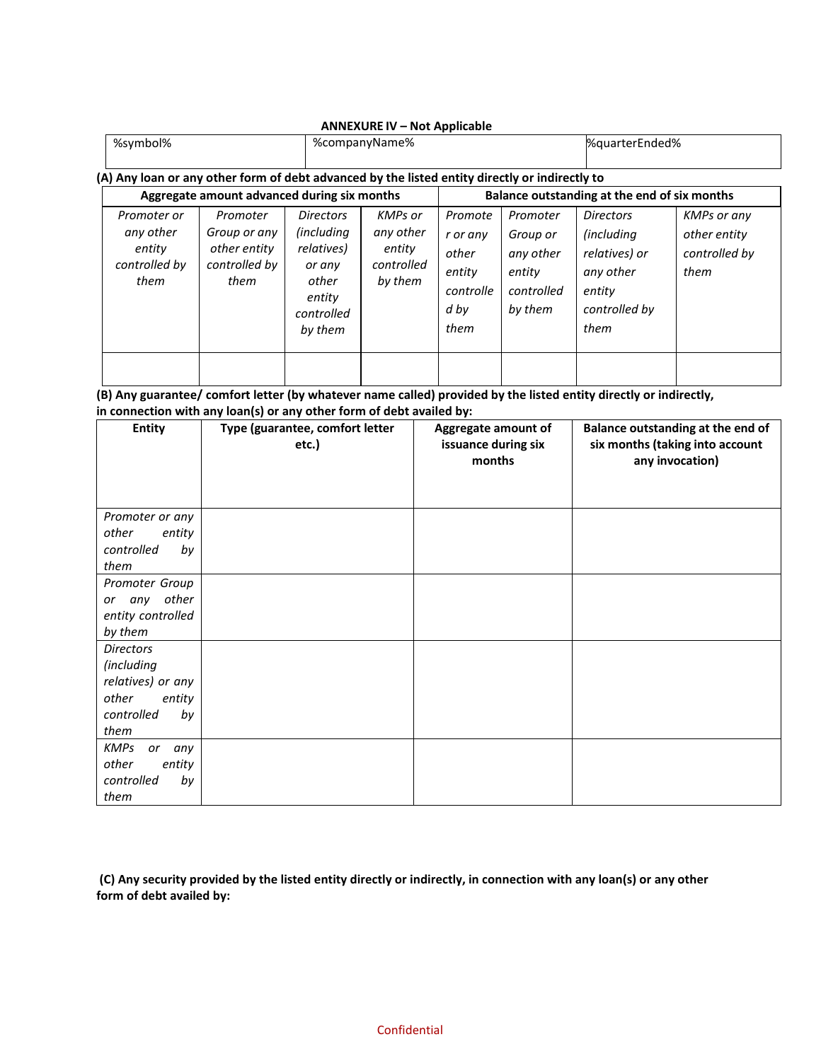**ANNEXURE IV – Not Applicable**

| %symbol% | %companyName% | %quarterEnded% |
|---|---|---|

**(A) Any loan or any other form of debt advanced by the listed entity directly or indirectly to**

| **Aggregate amount advanced during six months** | | | | **Balance outstanding at the end of six months** | | | |
|---|---|---|---|---|---|---|---|
| *Promoter or any other entity controlled by them* | *Promoter Group or any other entity controlled by them* | *Directors (including relatives) or any other entity controlled by them* | *KMPs or any other entity controlled by them* | *Promoter or any other entity controlled by them* | *Promoter Group or any other entity controlled by them* | *Directors (including relatives) or any other entity controlled by them* | *KMPs or any other entity controlled by them* |
| | | | | | | | |

**(B) Any guarantee/ comfort letter (by whatever name called) provided by the listed entity directly or indirectly, in connection with any loan(s) or any other form of debt availed by:**

| **Entity** | **Type (guarantee, comfort letter etc.)** | **Aggregate amount of issuance during six months** | **Balance outstanding at the end of six months (taking into account any invocation)** |
|---|---|---|---|
| *Promoter or any other entity controlled by them* | | | |
| *Promoter Group or any other entity controlled by them* | | | |
| *Directors (including relatives) or any other entity controlled by them* | | | |
| *KMPs or any other entity controlled by them* | | | |

**(C) Any security provided by the listed entity directly or indirectly, in connection with any loan(s) or any other form of debt availed by:**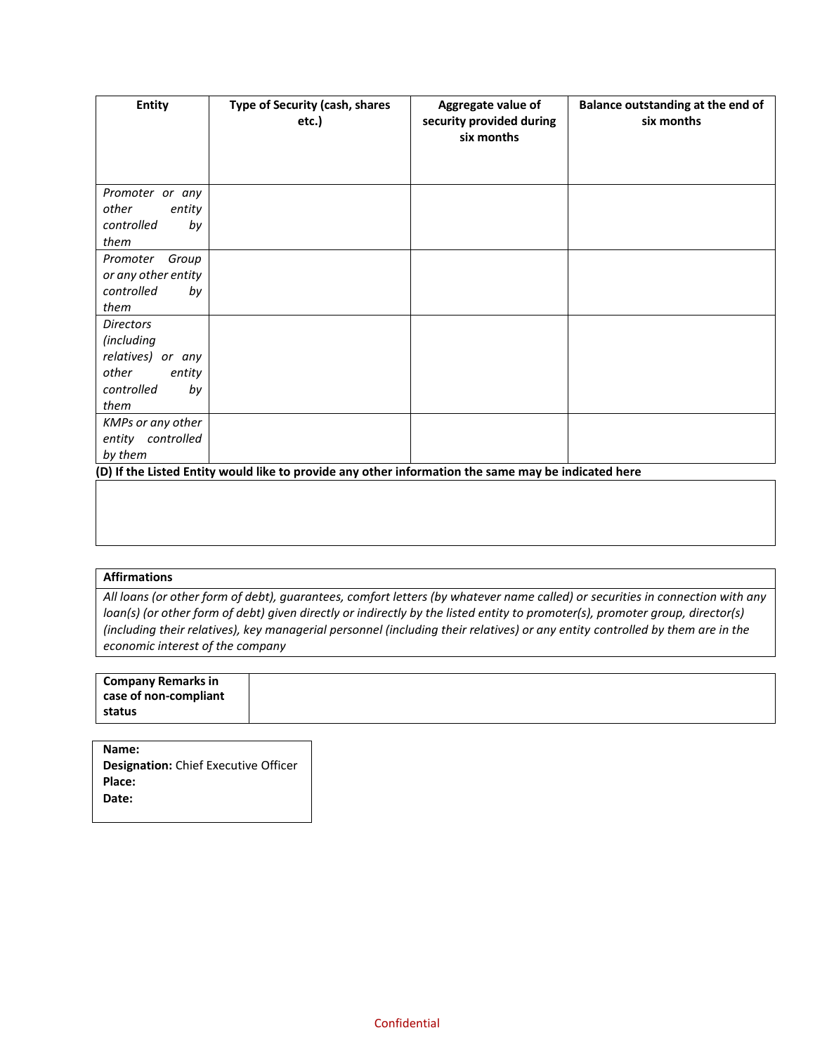| Entity | Type of Security (cash, shares etc.) | Aggregate value of security provided during six months | Balance outstanding at the end of six months |
|---|---|---|---|
| *Promoter or any other entity controlled by them* | | | |
| *Promoter Group or any other entity controlled by them* | | | |
| *Directors (including relatives) or any other entity controlled by them* | | | |
| *KMPs or any other entity controlled by them* | | | |

**(D) If the Listed Entity would like to provide any other information the same may be indicated here**

| |
|---|
| |

| **Affirmations** |
|---|
| *All loans (or other form of debt), guarantees, comfort letters (by whatever name called) or securities in connection with any loan(s) (or other form of debt) given directly or indirectly by the listed entity to promoter(s), promoter group, director(s) (including their relatives), key managerial personnel (including their relatives) or any entity controlled by them are in the economic interest of the company* |

| | |
|---|---|
| **Company Remarks in case of non-compliant status** | |

**Name:**
**Designation:** Chief Executive Officer
**Place:**
**Date:**